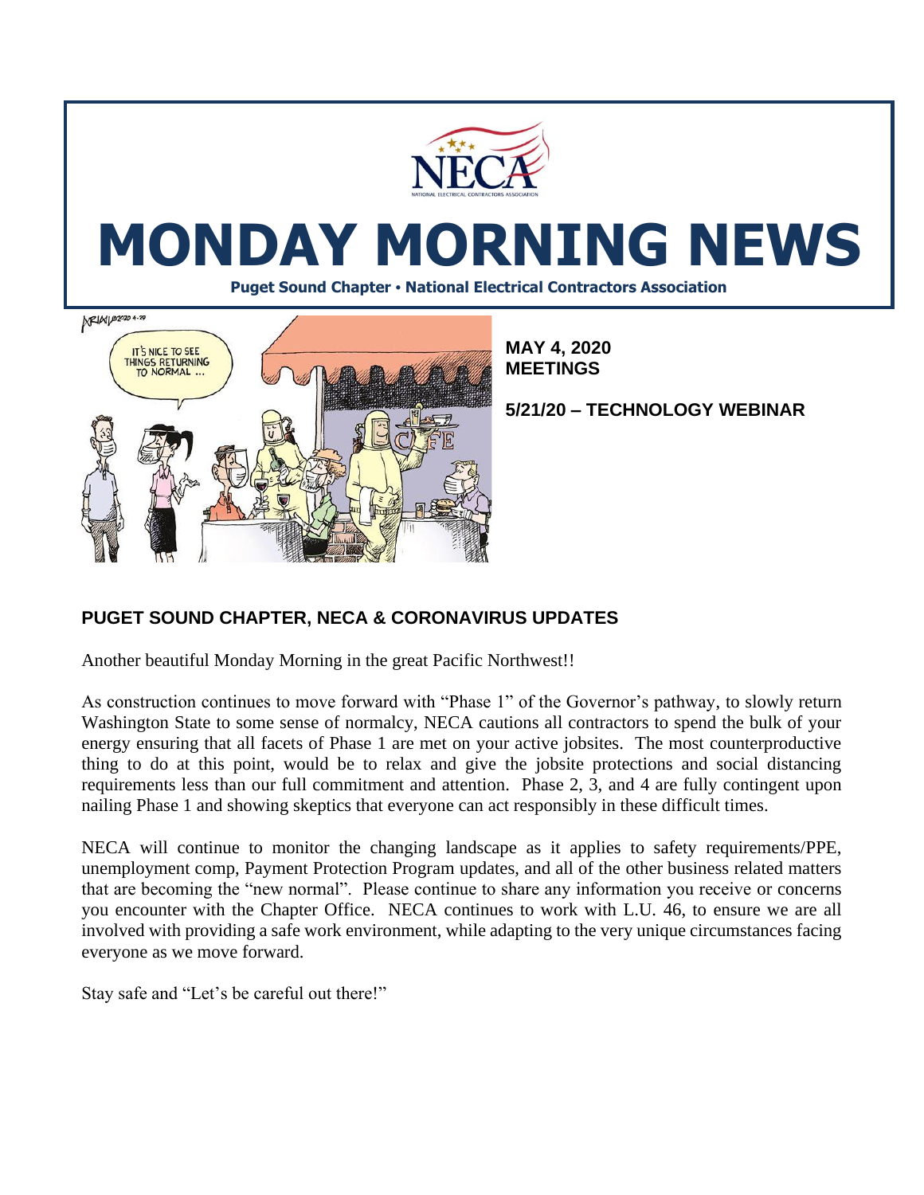# MONDAY MORNING NEWS

**Puget Sound Chapter • National Electrical Contractors Association**

**MAY 4, 2020**
**MEETINGS**

**5/21/20 – TECHNOLOGY WEBINAR**

## PUGET SOUND CHAPTER, NECA & CORONAVIRUS UPDATES

Another beautiful Monday Morning in the great Pacific Northwest!!

As construction continues to move forward with "Phase 1" of the Governor's pathway, to slowly return Washington State to some sense of normalcy, NECA cautions all contractors to spend the bulk of your energy ensuring that all facets of Phase 1 are met on your active jobsites. The most counterproductive thing to do at this point, would be to relax and give the jobsite protections and social distancing requirements less than our full commitment and attention. Phase 2, 3, and 4 are fully contingent upon nailing Phase 1 and showing skeptics that everyone can act responsibly in these difficult times.

NECA will continue to monitor the changing landscape as it applies to safety requirements/PPE, unemployment comp, Payment Protection Program updates, and all of the other business related matters that are becoming the "new normal". Please continue to share any information you receive or concerns you encounter with the Chapter Office. NECA continues to work with L.U. 46, to ensure we are all involved with providing a safe work environment, while adapting to the very unique circumstances facing everyone as we move forward.

Stay safe and "Let's be careful out there!"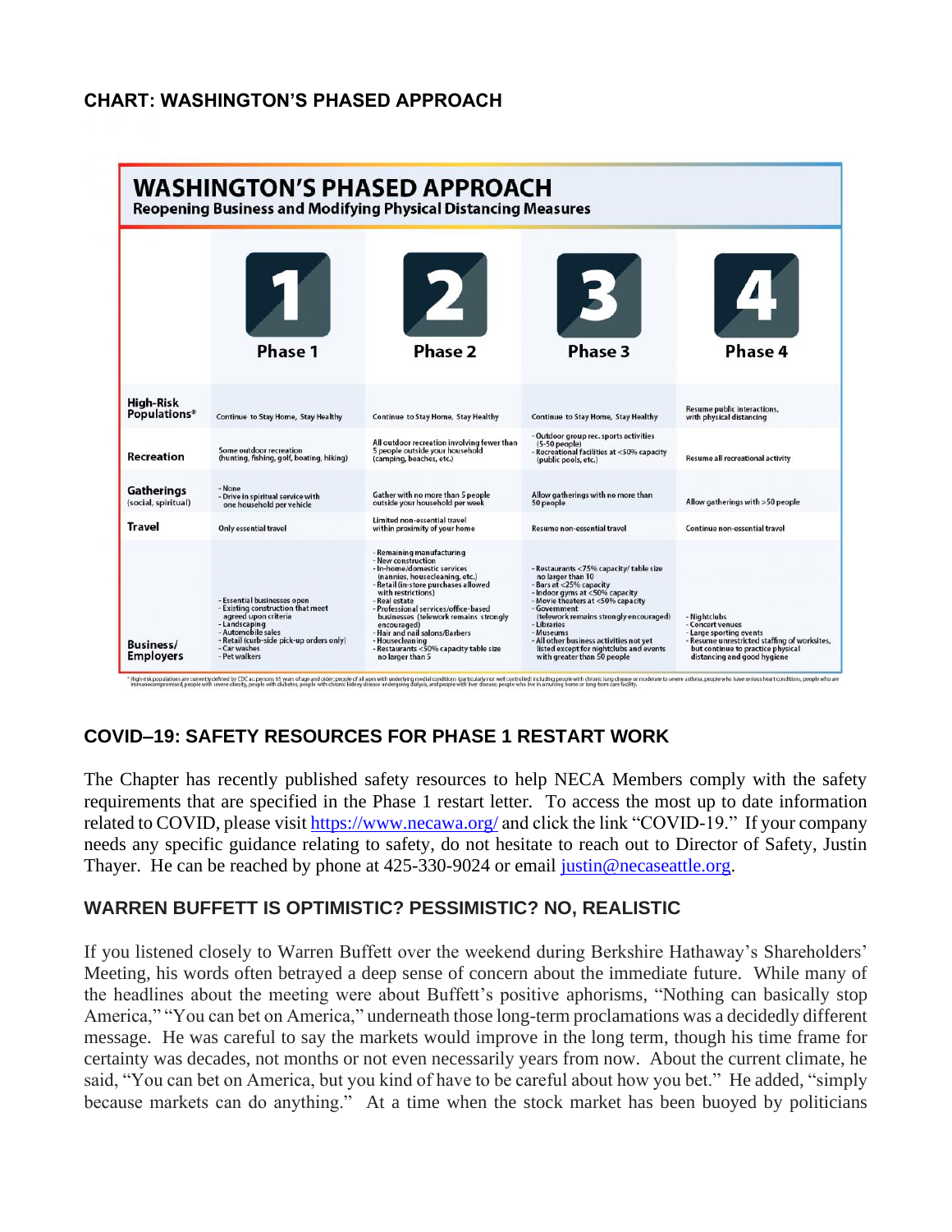## CHART: WASHINGTON'S PHASED APPROACH

**WASHINGTON'S PHASED APPROACH**
**Reopening Business and Modifying Physical Distancing Measures**

| | Phase 1 | Phase 2 | Phase 3 | Phase 4 |
|---|---|---|---|---|
| **High-Risk Populations*** | Continue to Stay Home, Stay Healthy | Continue to Stay Home, Stay Healthy | Continue to Stay Home, Stay Healthy | Resume public interactions, with physical distancing |
| **Recreation** | Some outdoor recreation (hunting, fishing, golf, boating, hiking) | All outdoor recreation involving fewer than 5 people outside your household (camping, beaches, etc.) | - Outdoor group rec. sports activities (5-50 people)<br>- Recreational facilities at <50% capacity (public pools, etc.) | Resume all recreational activity |
| **Gatherings** (social, spiritual) | - None<br>- Drive in spiritual service with one household per vehicle | Gather with no more than 5 people outside your household per week | Allow gatherings with no more than 50 people | Allow gatherings with >50 people |
| **Travel** | Only essential travel | Limited non-essential travel within proximity of your home | Resume non-essential travel | Continue non-essential travel |
| **Business/ Employers** | - Essential businesses open<br>- Existing construction that meet agreed upon criteria<br>- Landscaping<br>- Automobile sales<br>- Retail (curb-side pick-up orders only)<br>- Car washes<br>- Pet walkers | - Remaining manufacturing<br>- New construction<br>- In-home/domestic services (nannies, housecleaning, etc.)<br>- Retail (in-store purchases allowed with restrictions)<br>- Real estate<br>- Professional services/office-based businesses (telework remains strongly encouraged)<br>- Hair and nail salons/Barbers<br>- Housecleaning<br>- Restaurants <50% capacity table size no larger than 5 | - Restaurants <75% capacity/ table size no larger than 10<br>- Bars at <25% capacity<br>- Indoor gyms at <50% capacity<br>- Movie theaters at <50% capacity<br>- Government (telework remains strongly encouraged)<br>- Libraries<br>- Museums<br>- All other business activities not yet listed except for nightclubs and events with greater than 50 people | - Nightclubs<br>- Concert venues<br>- Large sporting events<br>- Resume unrestricted staffing of worksites, but continue to practice physical distancing and good hygiene |

* High-risk populations are currently defined by CDC as: persons 65 years of age and older; people of all ages with underlying medical conditions (particularly not well controlled) including people with chronic lung disease or moderate to severe asthma, people who have serious heart conditions, people who are immunocompromised, people with severe obesity, people with diabetes, people with chronic kidney disease undergoing dialysis, and people with liver disease; people who live in a nursing home or long-term care facility.

## COVID–19: SAFETY RESOURCES FOR PHASE 1 RESTART WORK

The Chapter has recently published safety resources to help NECA Members comply with the safety requirements that are specified in the Phase 1 restart letter. To access the most up to date information related to COVID, please visit https://www.necawa.org/ and click the link "COVID-19." If your company needs any specific guidance relating to safety, do not hesitate to reach out to Director of Safety, Justin Thayer. He can be reached by phone at 425-330-9024 or email justin@necaseattle.org.

## WARREN BUFFETT IS OPTIMISTIC? PESSIMISTIC? NO, REALISTIC

If you listened closely to Warren Buffett over the weekend during Berkshire Hathaway's Shareholders' Meeting, his words often betrayed a deep sense of concern about the immediate future. While many of the headlines about the meeting were about Buffett's positive aphorisms, "Nothing can basically stop America," "You can bet on America," underneath those long-term proclamations was a decidedly different message. He was careful to say the markets would improve in the long term, though his time frame for certainty was decades, not months or not even necessarily years from now. About the current climate, he said, "You can bet on America, but you kind of have to be careful about how you bet." He added, "simply because markets can do anything." At a time when the stock market has been buoyed by politicians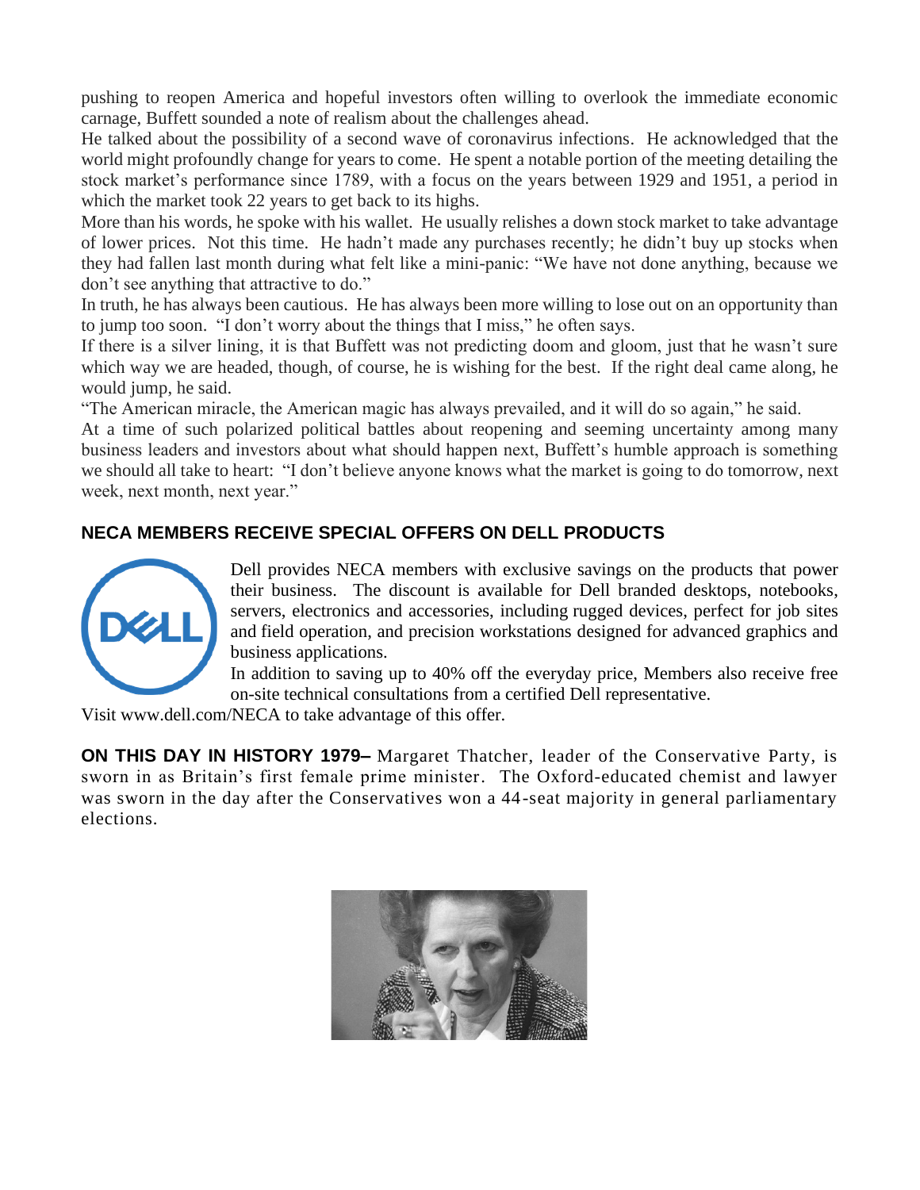pushing to reopen America and hopeful investors often willing to overlook the immediate economic carnage, Buffett sounded a note of realism about the challenges ahead.

He talked about the possibility of a second wave of coronavirus infections. He acknowledged that the world might profoundly change for years to come. He spent a notable portion of the meeting detailing the stock market's performance since 1789, with a focus on the years between 1929 and 1951, a period in which the market took 22 years to get back to its highs.

More than his words, he spoke with his wallet. He usually relishes a down stock market to take advantage of lower prices. Not this time. He hadn't made any purchases recently; he didn't buy up stocks when they had fallen last month during what felt like a mini-panic: "We have not done anything, because we don't see anything that attractive to do."

In truth, he has always been cautious. He has always been more willing to lose out on an opportunity than to jump too soon. "I don't worry about the things that I miss," he often says.

If there is a silver lining, it is that Buffett was not predicting doom and gloom, just that he wasn't sure which way we are headed, though, of course, he is wishing for the best. If the right deal came along, he would jump, he said.

"The American miracle, the American magic has always prevailed, and it will do so again," he said.

At a time of such polarized political battles about reopening and seeming uncertainty among many business leaders and investors about what should happen next, Buffett's humble approach is something we should all take to heart: "I don't believe anyone knows what the market is going to do tomorrow, next week, next month, next year."

## NECA MEMBERS RECEIVE SPECIAL OFFERS ON DELL PRODUCTS

Dell provides NECA members with exclusive savings on the products that power their business. The discount is available for Dell branded desktops, notebooks, servers, electronics and accessories, including rugged devices, perfect for job sites and field operation, and precision workstations designed for advanced graphics and business applications.

In addition to saving up to 40% off the everyday price, Members also receive free on-site technical consultations from a certified Dell representative.

Visit www.dell.com/NECA to take advantage of this offer.

**ON THIS DAY IN HISTORY 1979–** Margaret Thatcher, leader of the Conservative Party, is sworn in as Britain's first female prime minister. The Oxford-educated chemist and lawyer was sworn in the day after the Conservatives won a 44-seat majority in general parliamentary elections.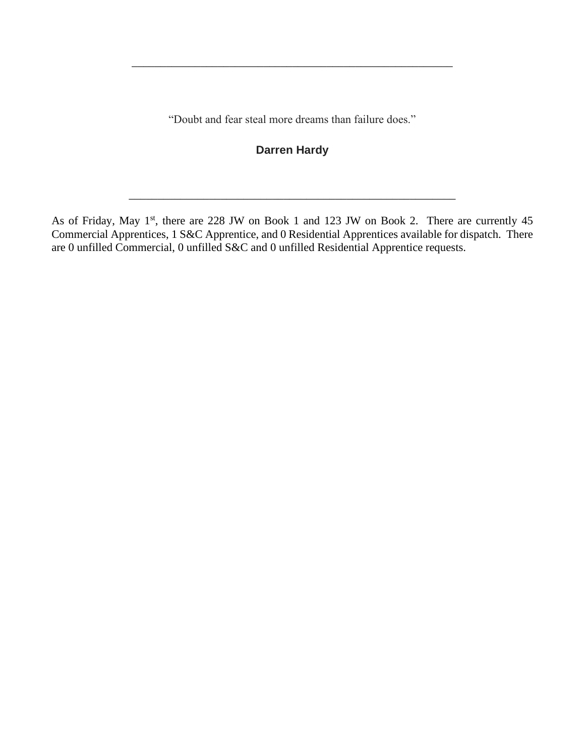---

“Doubt and fear steal more dreams than failure does.”

**Darren Hardy**

---

As of Friday, May 1st, there are 228 JW on Book 1 and 123 JW on Book 2. There are currently 45 Commercial Apprentices, 1 S&C Apprentice, and 0 Residential Apprentices available for dispatch. There are 0 unfilled Commercial, 0 unfilled S&C and 0 unfilled Residential Apprentice requests.